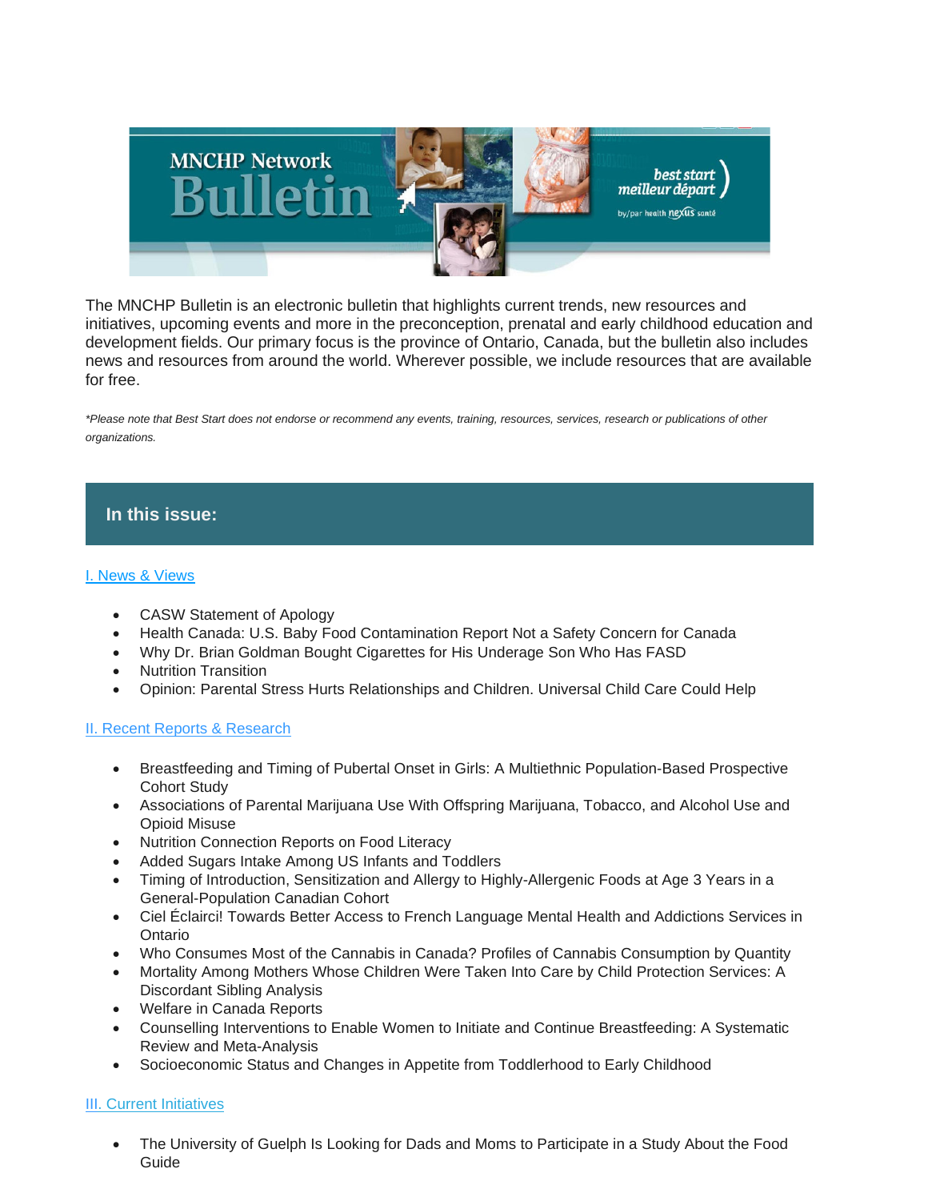The MNCHP Bulletin is an electronic bulletin that highlights current trends, new resources and initiatives, upcoming events and more in the preconception, prenatal and early childhood education and development fields. Our primary focus is the province of Ontario, Canada, but the bulletin also includes news and resources from around the world. Wherever possible, we include resources that are available for free.

*\*Please note that Best Start does not endorse or recommend any events, training, resources, services, research or publications of other organizations.*

## In this issue:

### I. News & Views

- CASW Statement of Apology
- Health Canada: U.S. Baby Food Contamination Report Not a Safety Concern for Canada
- Why Dr. Brian Goldman Bought Cigarettes for His Underage Son Who Has FASD
- Nutrition Transition
- Opinion: Parental Stress Hurts Relationships and Children. Universal Child Care Could Help

### II. Recent Reports & Research

- Breastfeeding and Timing of Pubertal Onset in Girls: A Multiethnic Population-Based Prospective Cohort Study
- Associations of Parental Marijuana Use With Offspring Marijuana, Tobacco, and Alcohol Use and Opioid Misuse
- Nutrition Connection Reports on Food Literacy
- Added Sugars Intake Among US Infants and Toddlers
- Timing of Introduction, Sensitization and Allergy to Highly-Allergenic Foods at Age 3 Years in a General-Population Canadian Cohort
- Ciel Éclairci! Towards Better Access to French Language Mental Health and Addictions Services in Ontario
- Who Consumes Most of the Cannabis in Canada? Profiles of Cannabis Consumption by Quantity
- Mortality Among Mothers Whose Children Were Taken Into Care by Child Protection Services: A Discordant Sibling Analysis
- Welfare in Canada Reports
- Counselling Interventions to Enable Women to Initiate and Continue Breastfeeding: A Systematic Review and Meta-Analysis
- Socioeconomic Status and Changes in Appetite from Toddlerhood to Early Childhood

### III. Current Initiatives

- The University of Guelph Is Looking for Dads and Moms to Participate in a Study About the Food Guide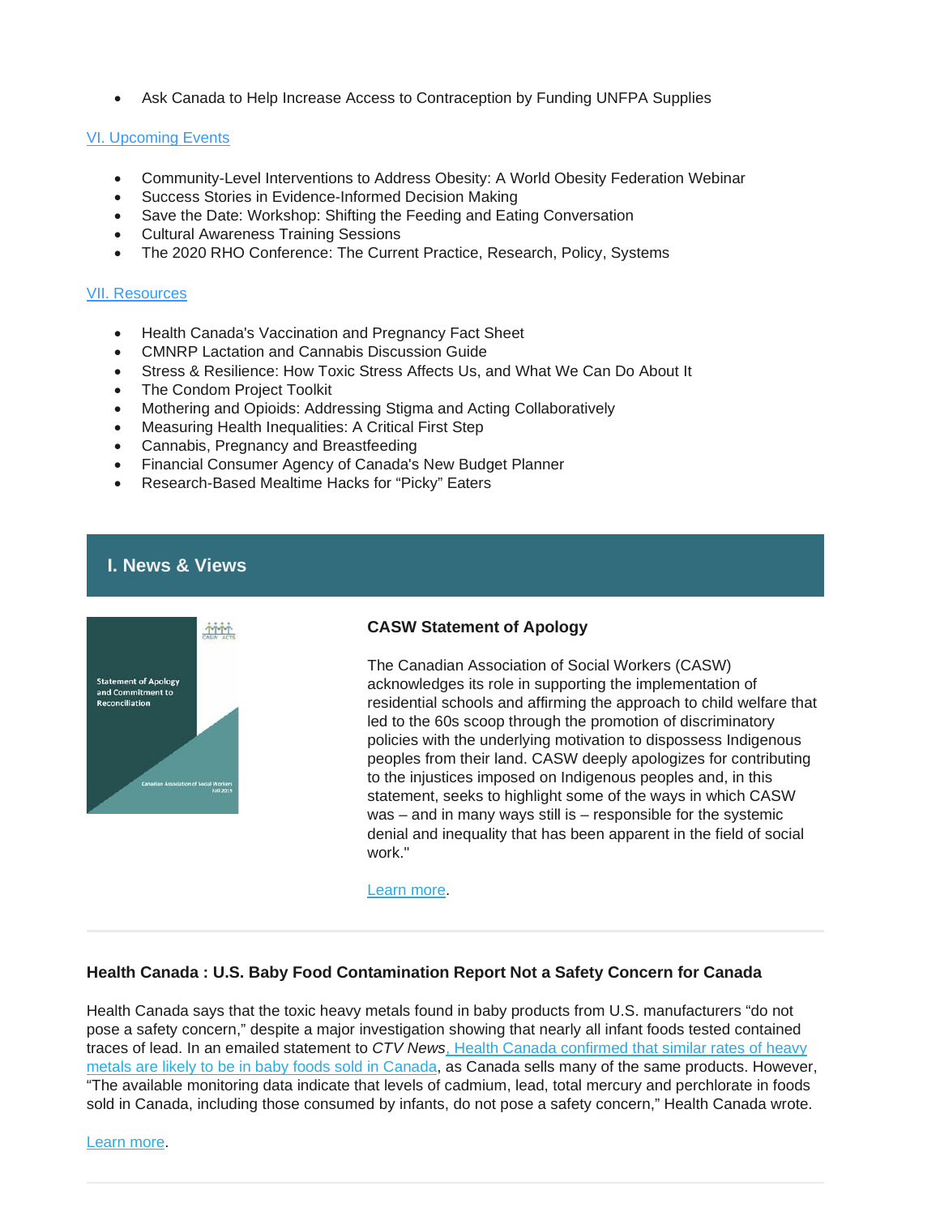- Ask Canada to Help Increase Access to Contraception by Funding UNFPA Supplies

[VI. Upcoming Events]

- Community-Level Interventions to Address Obesity: A World Obesity Federation Webinar
- Success Stories in Evidence-Informed Decision Making
- Save the Date: Workshop: Shifting the Feeding and Eating Conversation
- Cultural Awareness Training Sessions
- The 2020 RHO Conference: The Current Practice, Research, Policy, Systems

[VII. Resources]

- Health Canada's Vaccination and Pregnancy Fact Sheet
- CMNRP Lactation and Cannabis Discussion Guide
- Stress & Resilience: How Toxic Stress Affects Us, and What We Can Do About It
- The Condom Project Toolkit
- Mothering and Opioids: Addressing Stigma and Acting Collaboratively
- Measuring Health Inequalities: A Critical First Step
- Cannabis, Pregnancy and Breastfeeding
- Financial Consumer Agency of Canada's New Budget Planner
- Research-Based Mealtime Hacks for "Picky" Eaters

## I. News & Views

### CASW Statement of Apology

The Canadian Association of Social Workers (CASW) acknowledges its role in supporting the implementation of residential schools and affirming the approach to child welfare that led to the 60s scoop through the promotion of discriminatory policies with the underlying motivation to dispossess Indigenous peoples from their land. CASW deeply apologizes for contributing to the injustices imposed on Indigenous peoples and, in this statement, seeks to highlight some of the ways in which CASW was – and in many ways still is – responsible for the systemic denial and inequality that has been apparent in the field of social work."

Learn more.

---

### Health Canada : U.S. Baby Food Contamination Report Not a Safety Concern for Canada

Health Canada says that the toxic heavy metals found in baby products from U.S. manufacturers "do not pose a safety concern," despite a major investigation showing that nearly all infant foods tested contained traces of lead. In an emailed statement to *CTV News*, Health Canada confirmed that similar rates of heavy metals are likely to be in baby foods sold in Canada, as Canada sells many of the same products. However, "The available monitoring data indicate that levels of cadmium, lead, total mercury and perchlorate in foods sold in Canada, including those consumed by infants, do not pose a safety concern," Health Canada wrote.

Learn more.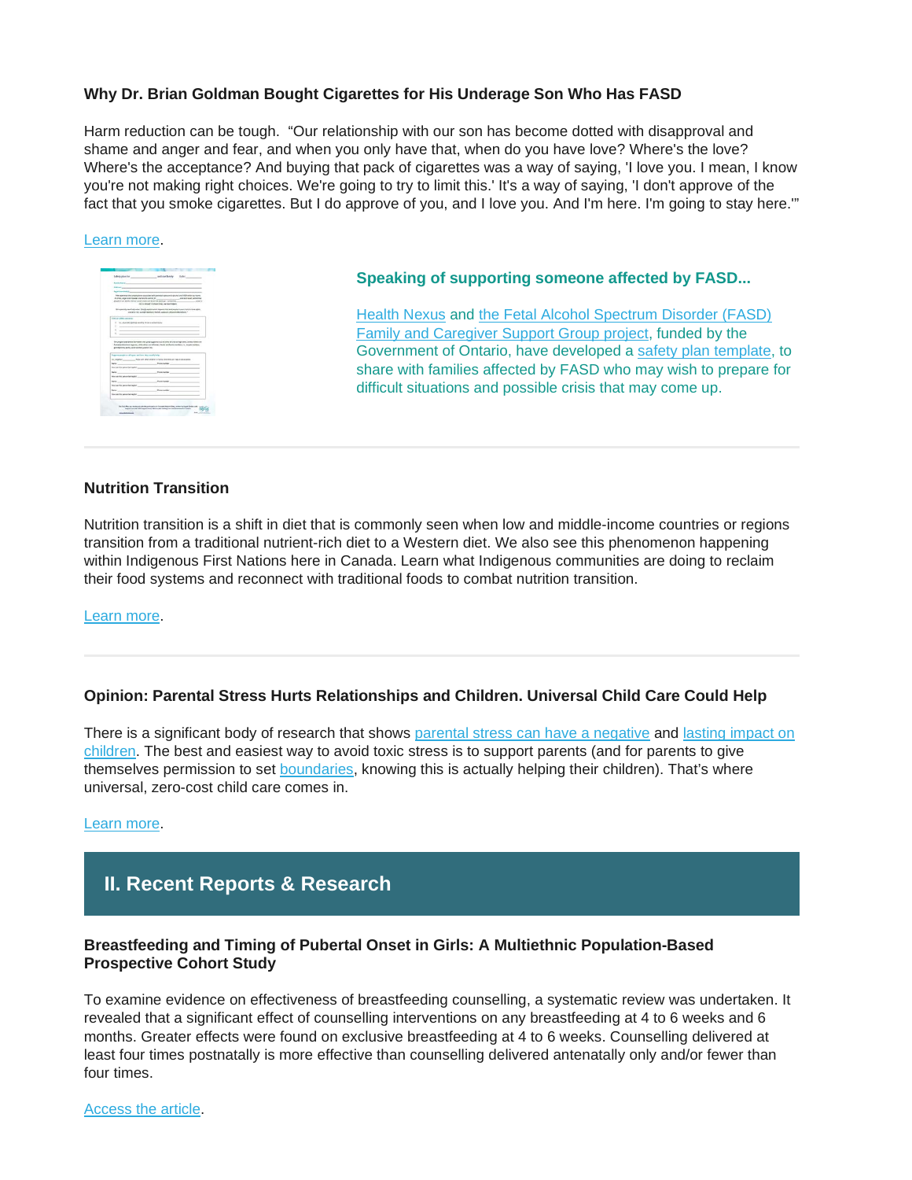### Why Dr. Brian Goldman Bought Cigarettes for His Underage Son Who Has FASD

Harm reduction can be tough. "Our relationship with our son has become dotted with disapproval and shame and anger and fear, and when you only have that, when do you have love? Where's the love? Where's the acceptance? And buying that pack of cigarettes was a way of saying, 'I love you. I mean, I know you're not making right choices. We're going to try to limit this.' It's a way of saying, 'I don't approve of the fact that you smoke cigarettes. But I do approve of you, and I love you. And I'm here. I'm going to stay here.'"

Learn more.

### Speaking of supporting someone affected by FASD...

Health Nexus and the Fetal Alcohol Spectrum Disorder (FASD) Family and Caregiver Support Group project, funded by the Government of Ontario, have developed a safety plan template, to share with families affected by FASD who may wish to prepare for difficult situations and possible crisis that may come up.

---

### Nutrition Transition

Nutrition transition is a shift in diet that is commonly seen when low and middle-income countries or regions transition from a traditional nutrient-rich diet to a Western diet. We also see this phenomenon happening within Indigenous First Nations here in Canada. Learn what Indigenous communities are doing to reclaim their food systems and reconnect with traditional foods to combat nutrition transition.

Learn more.

---

### Opinion: Parental Stress Hurts Relationships and Children. Universal Child Care Could Help

There is a significant body of research that shows parental stress can have a negative and lasting impact on children. The best and easiest way to avoid toxic stress is to support parents (and for parents to give themselves permission to set boundaries, knowing this is actually helping their children). That's where universal, zero-cost child care comes in.

Learn more.

## II. Recent Reports & Research

### Breastfeeding and Timing of Pubertal Onset in Girls: A Multiethnic Population-Based Prospective Cohort Study

To examine evidence on effectiveness of breastfeeding counselling, a systematic review was undertaken. It revealed that a significant effect of counselling interventions on any breastfeeding at 4 to 6 weeks and 6 months. Greater effects were found on exclusive breastfeeding at 4 to 6 weeks. Counselling delivered at least four times postnatally is more effective than counselling delivered antenatally only and/or fewer than four times.

Access the article.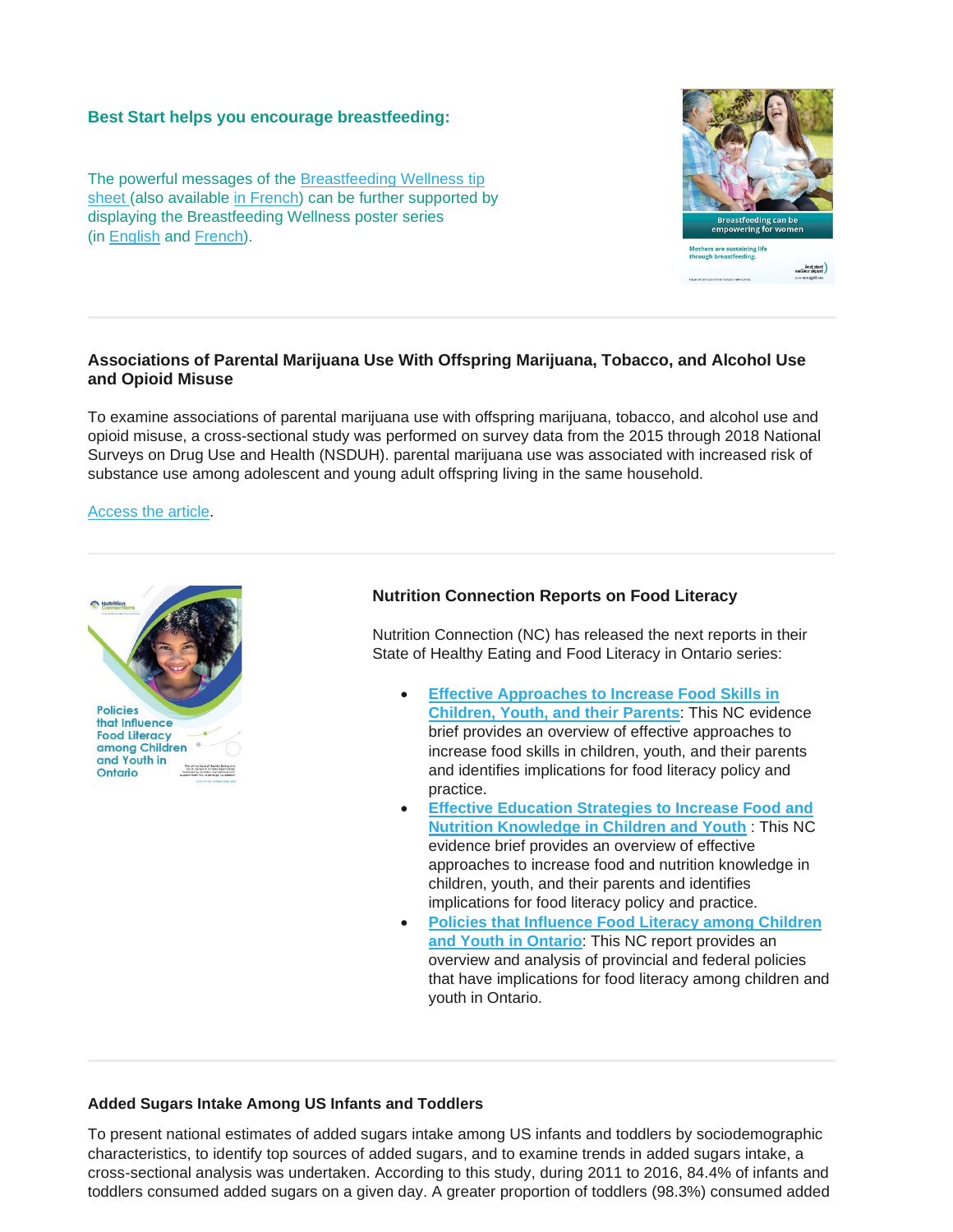**Best Start helps you encourage breastfeeding:**

The powerful messages of the Breastfeeding Wellness tip sheet (also available in French) can be further supported by displaying the Breastfeeding Wellness poster series (in English and French).

---

**Associations of Parental Marijuana Use With Offspring Marijuana, Tobacco, and Alcohol Use and Opioid Misuse**

To examine associations of parental marijuana use with offspring marijuana, tobacco, and alcohol use and opioid misuse, a cross-sectional study was performed on survey data from the 2015 through 2018 National Surveys on Drug Use and Health (NSDUH). parental marijuana use was associated with increased risk of substance use among adolescent and young adult offspring living in the same household.

Access the article.

---

**Nutrition Connection Reports on Food Literacy**

Nutrition Connection (NC) has released the next reports in their State of Healthy Eating and Food Literacy in Ontario series:

- **Effective Approaches to Increase Food Skills in Children, Youth, and their Parents**: This NC evidence brief provides an overview of effective approaches to increase food skills in children, youth, and their parents and identifies implications for food literacy policy and practice.
- **Effective Education Strategies to Increase Food and Nutrition Knowledge in Children and Youth** : This NC evidence brief provides an overview of effective approaches to increase food and nutrition knowledge in children, youth, and their parents and identifies implications for food literacy policy and practice.
- **Policies that Influence Food Literacy among Children and Youth in Ontario**: This NC report provides an overview and analysis of provincial and federal policies that have implications for food literacy among children and youth in Ontario.

---

**Added Sugars Intake Among US Infants and Toddlers**

To present national estimates of added sugars intake among US infants and toddlers by sociodemographic characteristics, to identify top sources of added sugars, and to examine trends in added sugars intake, a cross-sectional analysis was undertaken. According to this study, during 2011 to 2016, 84.4% of infants and toddlers consumed added sugars on a given day. A greater proportion of toddlers (98.3%) consumed added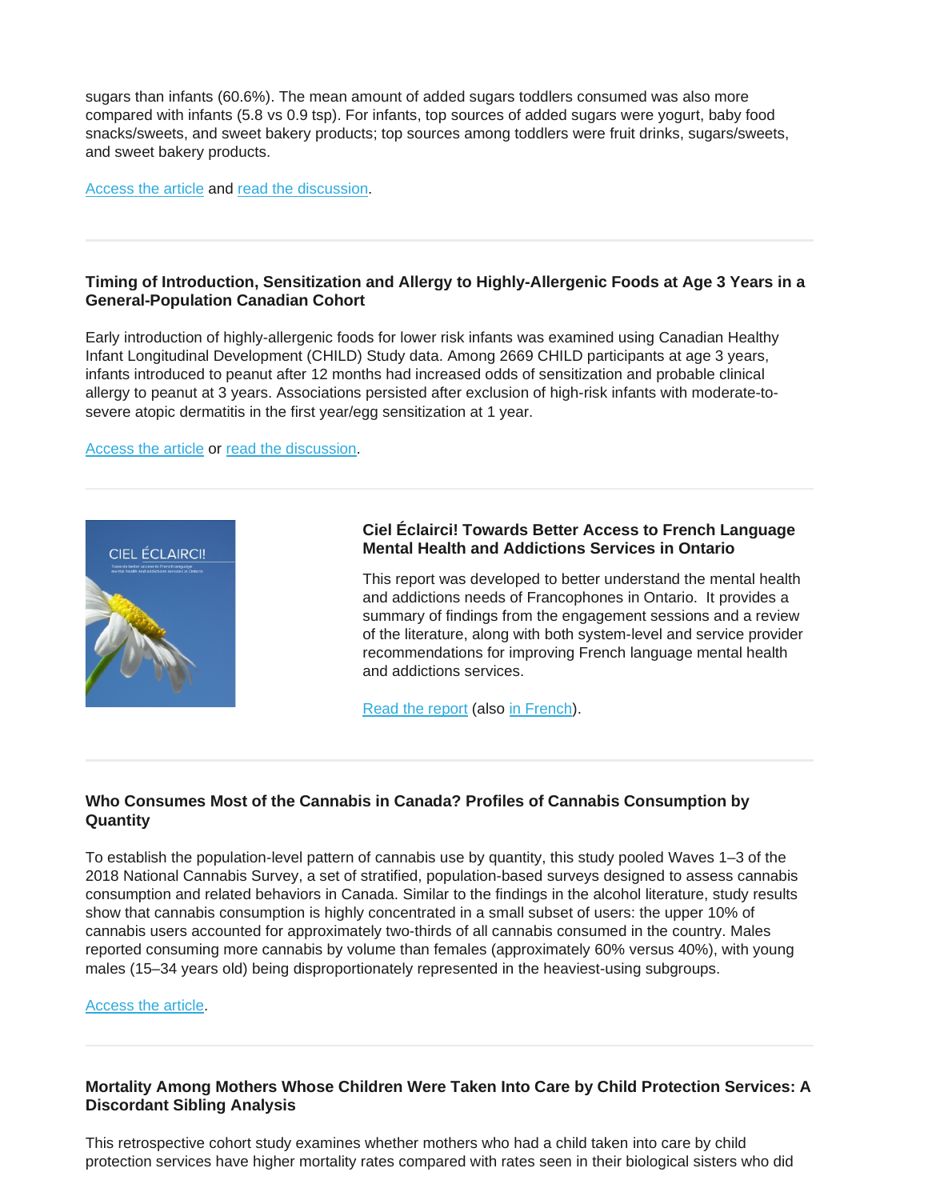sugars than infants (60.6%). The mean amount of added sugars toddlers consumed was also more compared with infants (5.8 vs 0.9 tsp). For infants, top sources of added sugars were yogurt, baby food snacks/sweets, and sweet bakery products; top sources among toddlers were fruit drinks, sugars/sweets, and sweet bakery products.

Access the article and read the discussion.

---

### Timing of Introduction, Sensitization and Allergy to Highly-Allergenic Foods at Age 3 Years in a General-Population Canadian Cohort

Early introduction of highly-allergenic foods for lower risk infants was examined using Canadian Healthy Infant Longitudinal Development (CHILD) Study data. Among 2669 CHILD participants at age 3 years, infants introduced to peanut after 12 months had increased odds of sensitization and probable clinical allergy to peanut at 3 years. Associations persisted after exclusion of high-risk infants with moderate-to-severe atopic dermatitis in the first year/egg sensitization at 1 year.

Access the article or read the discussion.

---

### Ciel Éclairci! Towards Better Access to French Language Mental Health and Addictions Services in Ontario

This report was developed to better understand the mental health and addictions needs of Francophones in Ontario. It provides a summary of findings from the engagement sessions and a review of the literature, along with both system-level and service provider recommendations for improving French language mental health and addictions services.

Read the report (also in French).

---

### Who Consumes Most of the Cannabis in Canada? Profiles of Cannabis Consumption by Quantity

To establish the population-level pattern of cannabis use by quantity, this study pooled Waves 1–3 of the 2018 National Cannabis Survey, a set of stratified, population-based surveys designed to assess cannabis consumption and related behaviors in Canada. Similar to the findings in the alcohol literature, study results show that cannabis consumption is highly concentrated in a small subset of users: the upper 10% of cannabis users accounted for approximately two-thirds of all cannabis consumed in the country. Males reported consuming more cannabis by volume than females (approximately 60% versus 40%), with young males (15–34 years old) being disproportionately represented in the heaviest-using subgroups.

Access the article.

---

### Mortality Among Mothers Whose Children Were Taken Into Care by Child Protection Services: A Discordant Sibling Analysis

This retrospective cohort study examines whether mothers who had a child taken into care by child protection services have higher mortality rates compared with rates seen in their biological sisters who did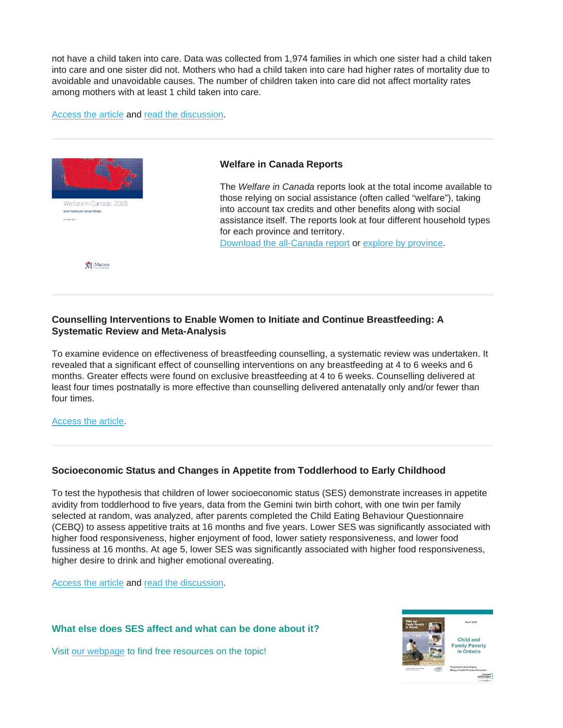not have a child taken into care. Data was collected from 1,974 families in which one sister had a child taken into care and one sister did not. Mothers who had a child taken into care had higher rates of mortality due to avoidable and unavoidable causes. The number of children taken into care did not affect mortality rates among mothers with at least 1 child taken into care.

Access the article and read the discussion.

---

### Welfare in Canada Reports

The *Welfare in Canada* reports look at the total income available to those relying on social assistance (often called "welfare"), taking into account tax credits and other benefits along with social assistance itself. The reports look at four different household types for each province and territory.
Download the all-Canada report or explore by province.

---

### Counselling Interventions to Enable Women to Initiate and Continue Breastfeeding: A Systematic Review and Meta-Analysis

To examine evidence on effectiveness of breastfeeding counselling, a systematic review was undertaken. It revealed that a significant effect of counselling interventions on any breastfeeding at 4 to 6 weeks and 6 months. Greater effects were found on exclusive breastfeeding at 4 to 6 weeks. Counselling delivered at least four times postnatally is more effective than counselling delivered antenatally only and/or fewer than four times.

Access the article.

---

### Socioeconomic Status and Changes in Appetite from Toddlerhood to Early Childhood

To test the hypothesis that children of lower socioeconomic status (SES) demonstrate increases in appetite avidity from toddlerhood to five years, data from the Gemini twin birth cohort, with one twin per family selected at random, was analyzed, after parents completed the Child Eating Behaviour Questionnaire (CEBQ) to assess appetitive traits at 16 months and five years. Lower SES was significantly associated with higher food responsiveness, higher enjoyment of food, lower satiety responsiveness, and lower food fussiness at 16 months. At age 5, lower SES was significantly associated with higher food responsiveness, higher desire to drink and higher emotional overeating.

Access the article and read the discussion.

### What else does SES affect and what can be done about it?

Visit our webpage to find free resources on the topic!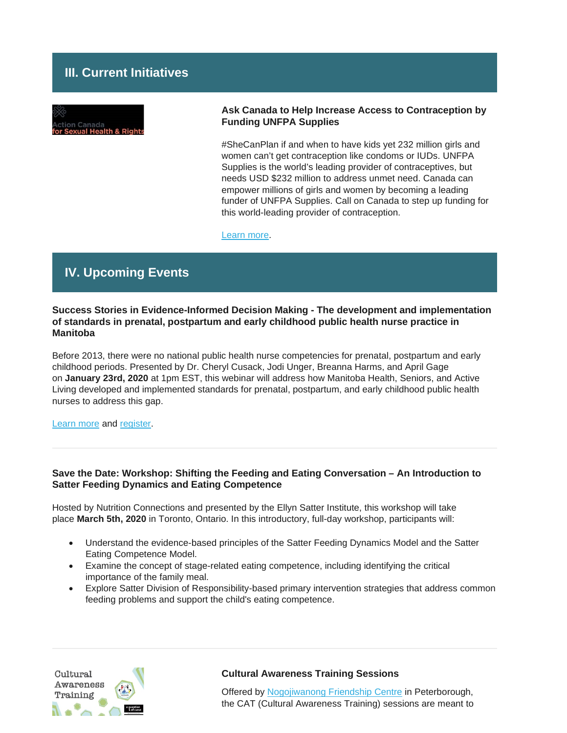## III. Current Initiatives

### Ask Canada to Help Increase Access to Contraception by Funding UNFPA Supplies

#SheCanPlan if and when to have kids yet 232 million girls and women can't get contraception like condoms or IUDs. UNFPA Supplies is the world's leading provider of contraceptives, but needs USD $232 million to address unmet need. Canada can empower millions of girls and women by becoming a leading funder of UNFPA Supplies. Call on Canada to step up funding for this world-leading provider of contraception.

Learn more.

## IV. Upcoming Events

### Success Stories in Evidence-Informed Decision Making - The development and implementation of standards in prenatal, postpartum and early childhood public health nurse practice in Manitoba

Before 2013, there were no national public health nurse competencies for prenatal, postpartum and early childhood periods. Presented by Dr. Cheryl Cusack, Jodi Unger, Breanna Harms, and April Gage on **January 23rd, 2020** at 1pm EST, this webinar will address how Manitoba Health, Seniors, and Active Living developed and implemented standards for prenatal, postpartum, and early childhood public health nurses to address this gap.

Learn more and register.

---

### Save the Date: Workshop: Shifting the Feeding and Eating Conversation – An Introduction to Satter Feeding Dynamics and Eating Competence

Hosted by Nutrition Connections and presented by the Ellyn Satter Institute, this workshop will take place **March 5th, 2020** in Toronto, Ontario. In this introductory, full-day workshop, participants will:

- Understand the evidence-based principles of the Satter Feeding Dynamics Model and the Satter Eating Competence Model.
- Examine the concept of stage-related eating competence, including identifying the critical importance of the family meal.
- Explore Satter Division of Responsibility-based primary intervention strategies that address common feeding problems and support the child's eating competence.

---

### Cultural Awareness Training Sessions

Offered by Nogojiwanong Friendship Centre in Peterborough, the CAT (Cultural Awareness Training) sessions are meant to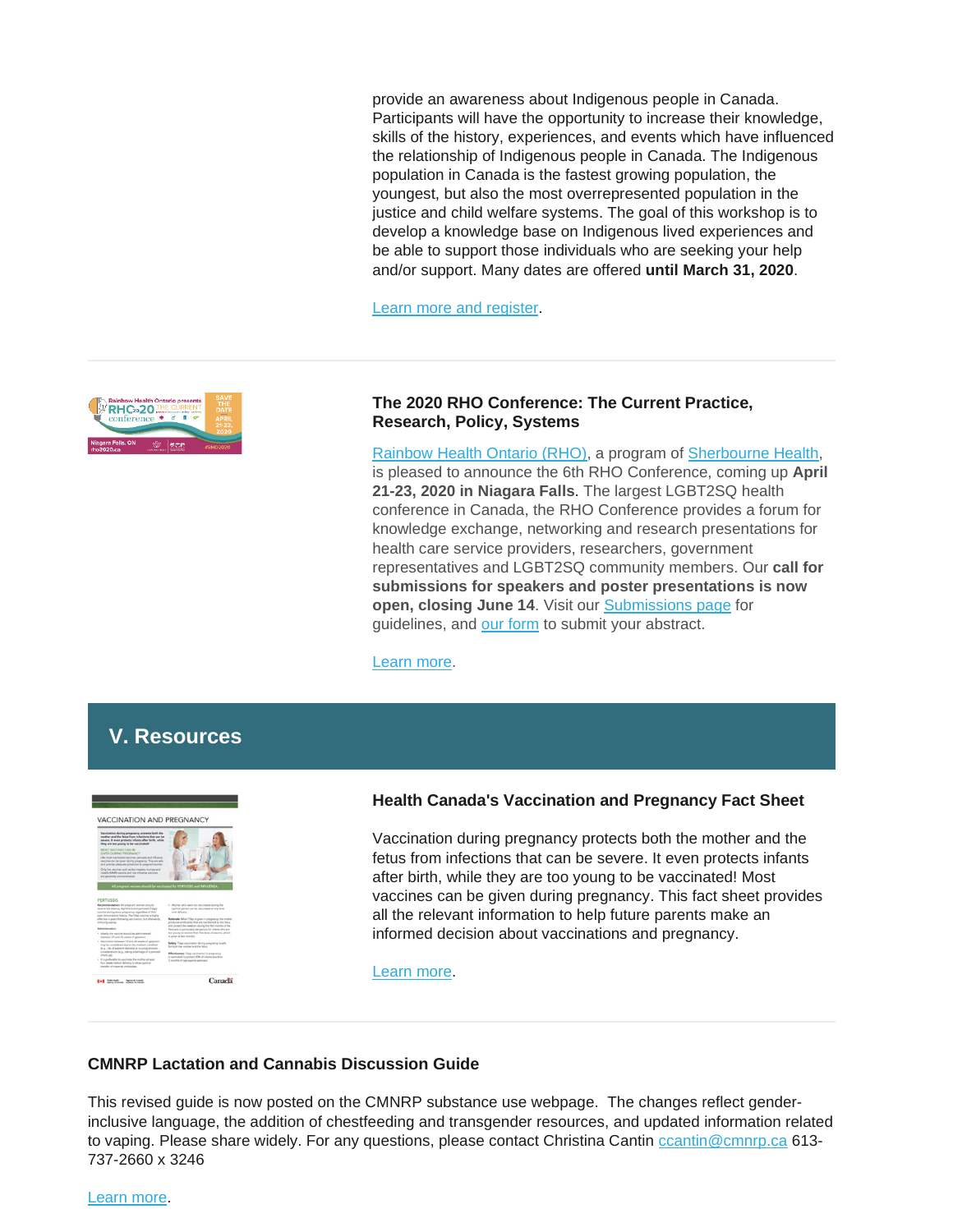provide an awareness about Indigenous people in Canada. Participants will have the opportunity to increase their knowledge, skills of the history, experiences, and events which have influenced the relationship of Indigenous people in Canada. The Indigenous population in Canada is the fastest growing population, the youngest, but also the most overrepresented population in the justice and child welfare systems. The goal of this workshop is to develop a knowledge base on Indigenous lived experiences and be able to support those individuals who are seeking your help and/or support. Many dates are offered **until March 31, 2020**.

Learn more and register.

---

### The 2020 RHO Conference: The Current Practice, Research, Policy, Systems

Rainbow Health Ontario (RHO), a program of Sherbourne Health, is pleased to announce the 6th RHO Conference, coming up **April 21-23, 2020 in Niagara Falls**. The largest LGBT2SQ health conference in Canada, the RHO Conference provides a forum for knowledge exchange, networking and research presentations for health care service providers, researchers, government representatives and LGBT2SQ community members. Our **call for submissions for speakers and poster presentations is now open, closing June 14**. Visit our Submissions page for guidelines, and our form to submit your abstract.

Learn more.

## V. Resources

### Health Canada's Vaccination and Pregnancy Fact Sheet

Vaccination during pregnancy protects both the mother and the fetus from infections that can be severe. It even protects infants after birth, while they are too young to be vaccinated! Most vaccines can be given during pregnancy. This fact sheet provides all the relevant information to help future parents make an informed decision about vaccinations and pregnancy.

Learn more.

---

### CMNRP Lactation and Cannabis Discussion Guide

This revised guide is now posted on the CMNRP substance use webpage. The changes reflect gender-inclusive language, the addition of chestfeeding and transgender resources, and updated information related to vaping. Please share widely. For any questions, please contact Christina Cantin ccantin@cmnrp.ca 613-737-2660 x 3246

Learn more.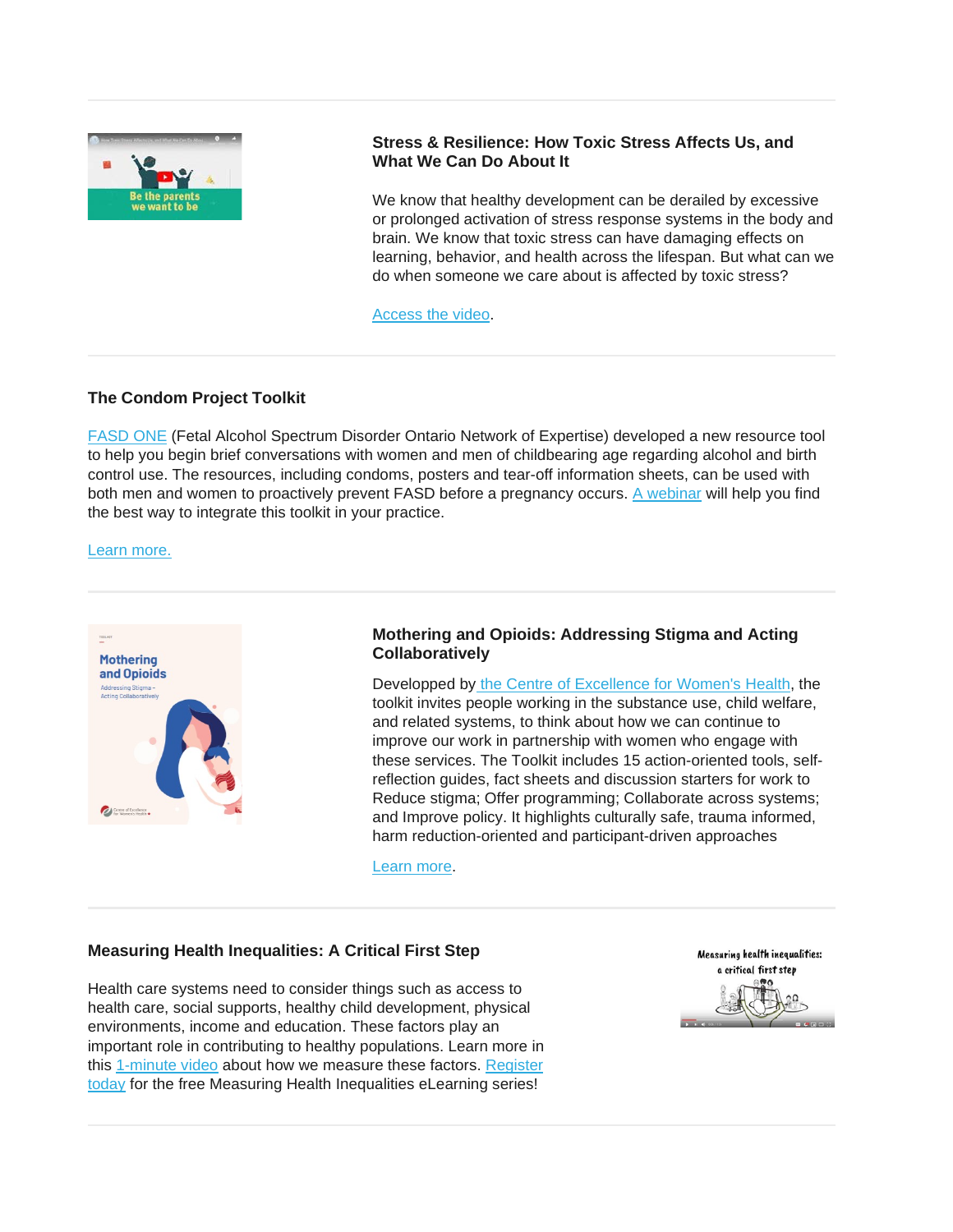---

### Stress & Resilience: How Toxic Stress Affects Us, and What We Can Do About It

We know that healthy development can be derailed by excessive or prolonged activation of stress response systems in the body and brain. We know that toxic stress can have damaging effects on learning, behavior, and health across the lifespan. But what can we do when someone we care about is affected by toxic stress?

Access the video.

---

### The Condom Project Toolkit

FASD ONE (Fetal Alcohol Spectrum Disorder Ontario Network of Expertise) developed a new resource tool to help you begin brief conversations with women and men of childbearing age regarding alcohol and birth control use. The resources, including condoms, posters and tear-off information sheets, can be used with both men and women to proactively prevent FASD before a pregnancy occurs. A webinar will help you find the best way to integrate this toolkit in your practice.

Learn more.

---

### Mothering and Opioids: Addressing Stigma and Acting Collaboratively

Developped by the Centre of Excellence for Women's Health, the toolkit invites people working in the substance use, child welfare, and related systems, to think about how we can continue to improve our work in partnership with women who engage with these services. The Toolkit includes 15 action-oriented tools, self-reflection guides, fact sheets and discussion starters for work to Reduce stigma; Offer programming; Collaborate across systems; and Improve policy. It highlights culturally safe, trauma informed, harm reduction-oriented and participant-driven approaches

Learn more.

---

### Measuring Health Inequalities: A Critical First Step

Health care systems need to consider things such as access to health care, social supports, healthy child development, physical environments, income and education. These factors play an important role in contributing to healthy populations. Learn more in this 1-minute video about how we measure these factors. Register today for the free Measuring Health Inequalities eLearning series!

---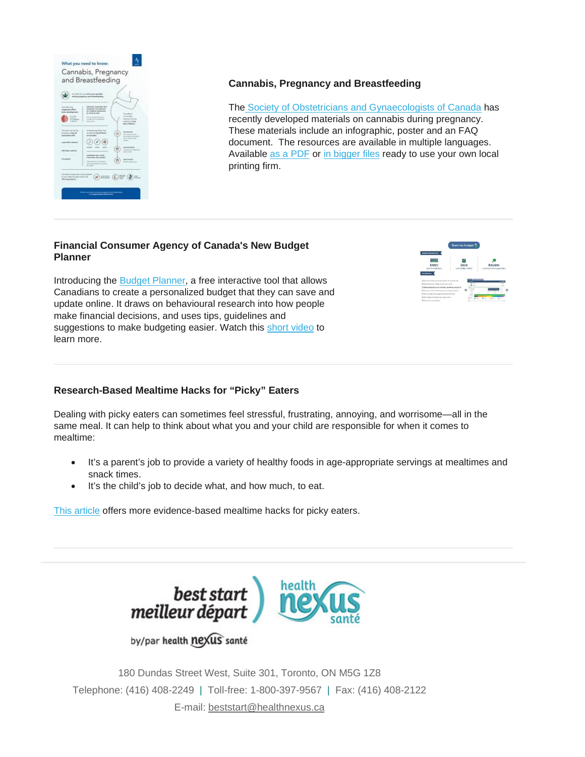### Cannabis, Pregnancy and Breastfeeding

The Society of Obstetricians and Gynaecologists of Canada has recently developed materials on cannabis during pregnancy. These materials include an infographic, poster and an FAQ document. The resources are available in multiple languages. Available as a PDF or in bigger files ready to use your own local printing firm.

---

### Financial Consumer Agency of Canada's New Budget Planner

Introducing the Budget Planner, a free interactive tool that allows Canadians to create a personalized budget that they can save and update online. It draws on behavioural research into how people make financial decisions, and uses tips, guidelines and suggestions to make budgeting easier. Watch this short video to learn more.

---

### Research-Based Mealtime Hacks for "Picky" Eaters

Dealing with picky eaters can sometimes feel stressful, frustrating, annoying, and worrisome—all in the same meal. It can help to think about what you and your child are responsible for when it comes to mealtime:

- It's a parent's job to provide a variety of healthy foods in age-appropriate servings at mealtimes and snack times.
- It's the child's job to decide what, and how much, to eat.

This article offers more evidence-based mealtime hacks for picky eaters.

---

best start meilleur départ by/par health nexus santé

health nexus santé

180 Dundas Street West, Suite 301, Toronto, ON M5G 1Z8

Telephone: (416) 408-2249 | Toll-free: 1-800-397-9567 | Fax: (416) 408-2122

E-mail: beststart@healthnexus.ca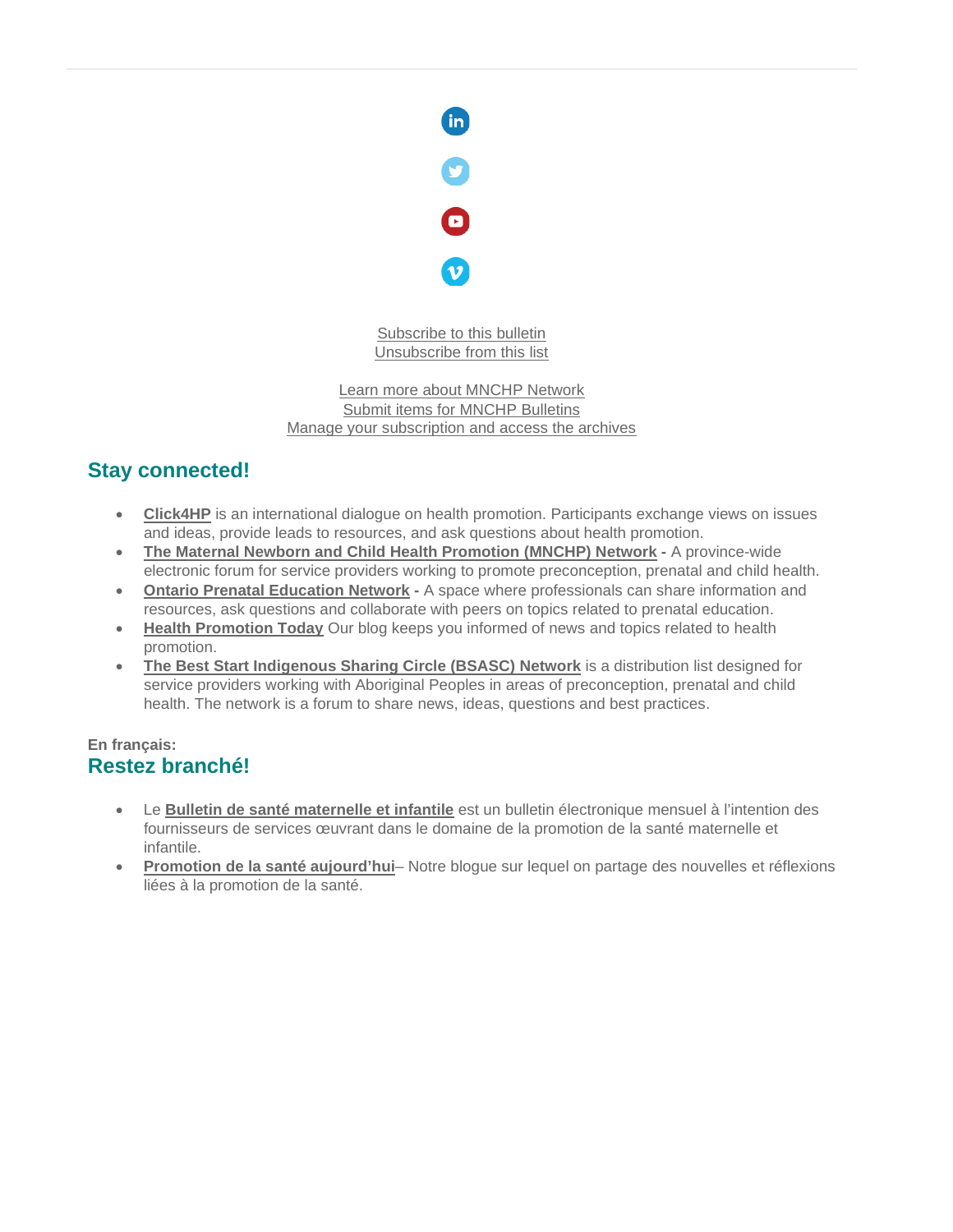Subscribe to this bulletin
Unsubscribe from this list

Learn more about MNCHP Network
Submit items for MNCHP Bulletins
Manage your subscription and access the archives

## Stay connected!

- **Click4HP** is an international dialogue on health promotion. Participants exchange views on issues and ideas, provide leads to resources, and ask questions about health promotion.
- **The Maternal Newborn and Child Health Promotion (MNCHP) Network -** A province-wide electronic forum for service providers working to promote preconception, prenatal and child health.
- **Ontario Prenatal Education Network -** A space where professionals can share information and resources, ask questions and collaborate with peers on topics related to prenatal education.
- **Health Promotion Today** Our blog keeps you informed of news and topics related to health promotion.
- **The Best Start Indigenous Sharing Circle (BSASC) Network** is a distribution list designed for service providers working with Aboriginal Peoples in areas of preconception, prenatal and child health. The network is a forum to share news, ideas, questions and best practices.

**En français:**

## Restez branché!

- Le **Bulletin de santé maternelle et infantile** est un bulletin électronique mensuel à l'intention des fournisseurs de services œuvrant dans le domaine de la promotion de la santé maternelle et infantile.
- **Promotion de la santé aujourd'hui**– Notre blogue sur lequel on partage des nouvelles et réflexions liées à la promotion de la santé.